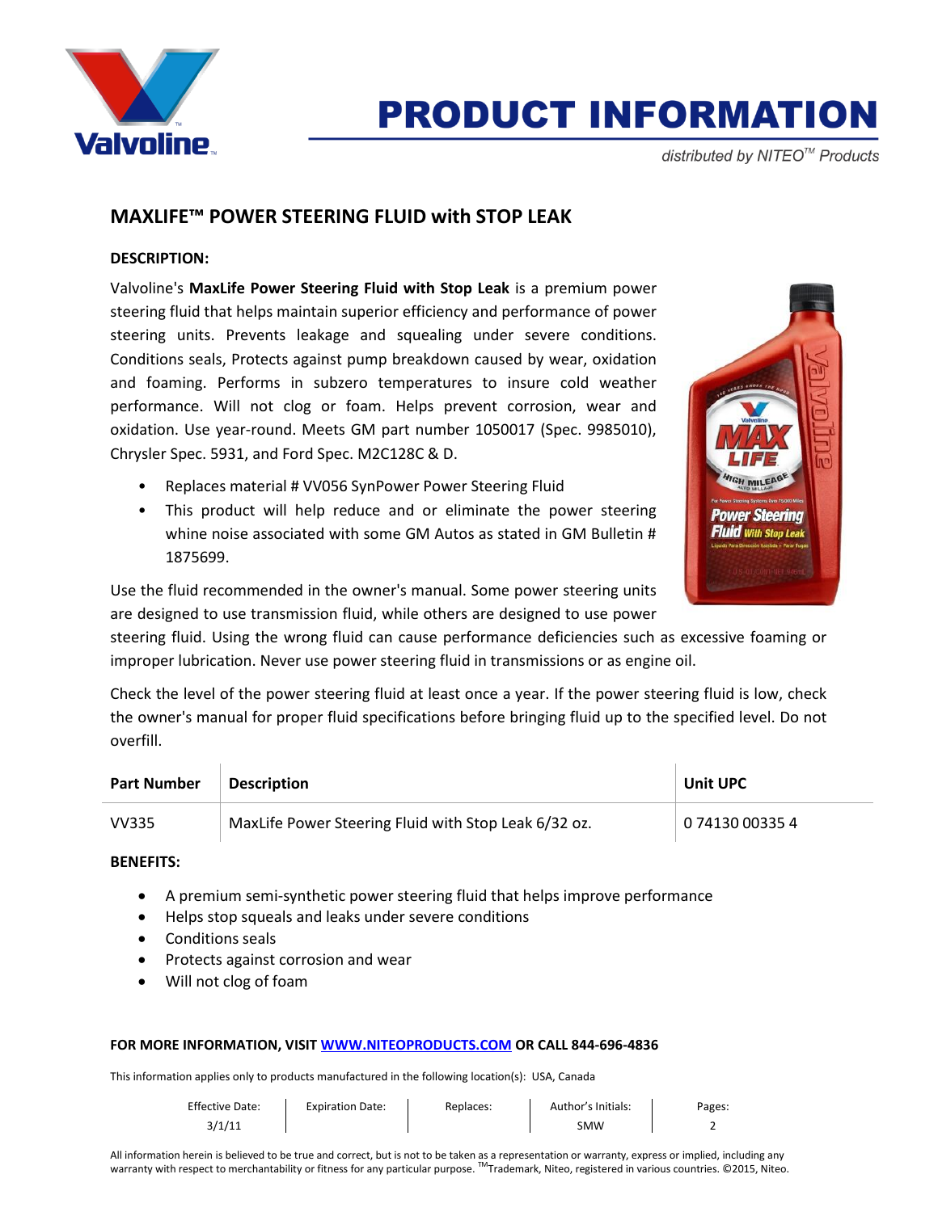# PRODUCT INFORMATION

distributed by NITEO™ Products

## MAXLIFE™ POWER STEERING FLUID with STOP LEAK

**DESCRIPTION:**

Valvoline's **MaxLife Power Steering Fluid with Stop Leak** is a premium power steering fluid that helps maintain superior efficiency and performance of power steering units. Prevents leakage and squealing under severe conditions. Conditions seals, Protects against pump breakdown caused by wear, oxidation and foaming. Performs in subzero temperatures to insure cold weather performance. Will not clog or foam. Helps prevent corrosion, wear and oxidation. Use year-round. Meets GM part number 1050017 (Spec. 9985010), Chrysler Spec. 5931, and Ford Spec. M2C128C & D.

- Replaces material # VV056 SynPower Power Steering Fluid
- This product will help reduce and or eliminate the power steering whine noise associated with some GM Autos as stated in GM Bulletin # 1875699.

Use the fluid recommended in the owner's manual. Some power steering units are designed to use transmission fluid, while others are designed to use power steering fluid. Using the wrong fluid can cause performance deficiencies such as excessive foaming or improper lubrication. Never use power steering fluid in transmissions or as engine oil.

Check the level of the power steering fluid at least once a year. If the power steering fluid is low, check the owner's manual for proper fluid specifications before bringing fluid up to the specified level. Do not overfill.

| Part Number | Description | Unit UPC |
|---|---|---|
| VV335 | MaxLife Power Steering Fluid with Stop Leak 6/32 oz. | 0 74130 00335 4 |

**BENEFITS:**

- A premium semi-synthetic power steering fluid that helps improve performance
- Helps stop squeals and leaks under severe conditions
- Conditions seals
- Protects against corrosion and wear
- Will not clog of foam

**FOR MORE INFORMATION, VISIT [WWW.NITEOPRODUCTS.COM](http://WWW.NITEOPRODUCTS.COM) OR CALL 844-696-4836**

This information applies only to products manufactured in the following location(s): USA, Canada

| Effective Date: | Expiration Date: | Replaces: | Author's Initials: | Pages: |
|---|---|---|---|---|
| 3/1/11 | | | SMW | 2 |

All information herein is believed to be true and correct, but is not to be taken as a representation or warranty, express or implied, including any warranty with respect to merchantability or fitness for any particular purpose. ™Trademark, Niteo, registered in various countries. ©2015, Niteo.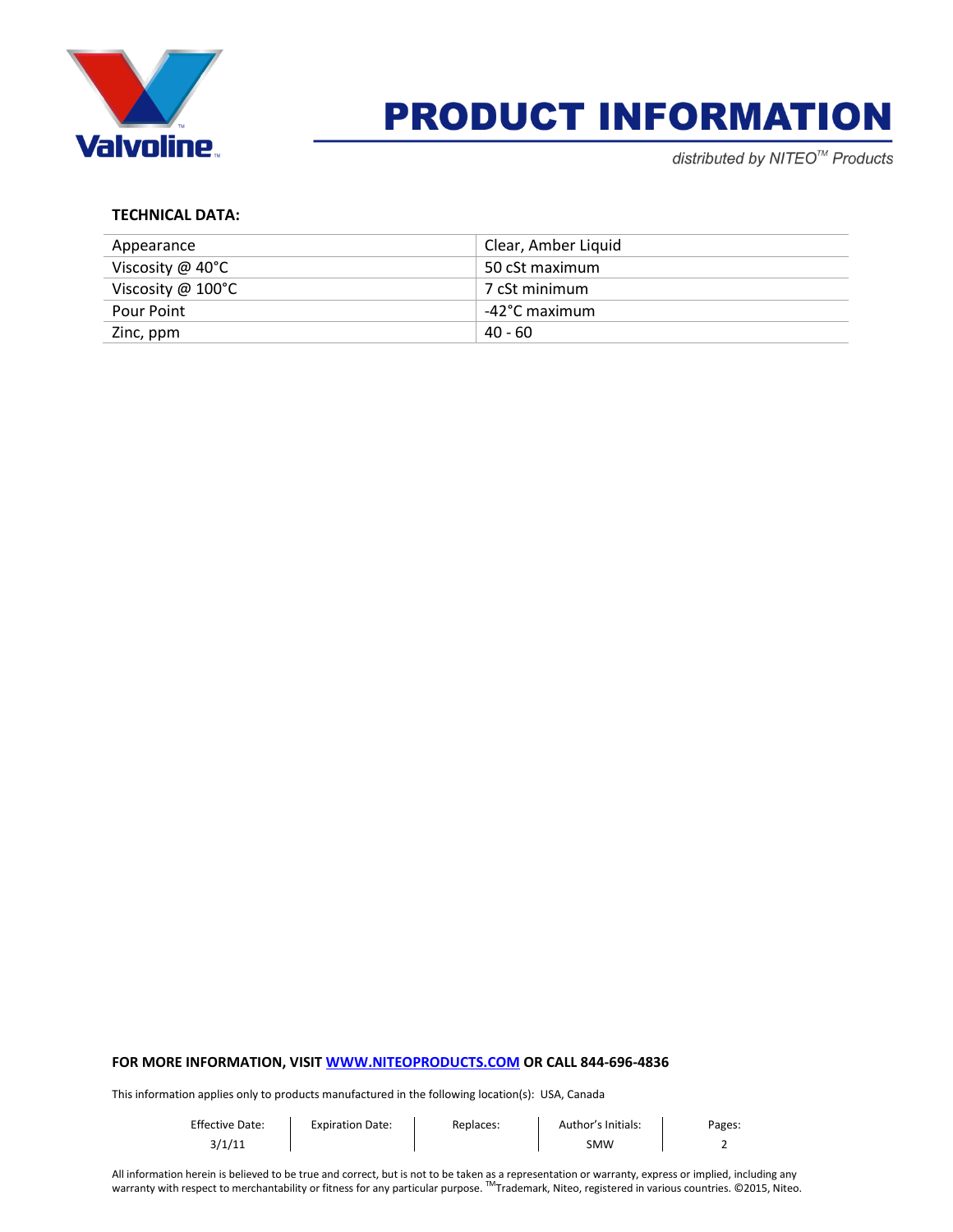# PRODUCT INFORMATION

*distributed by NITEO™ Products*

**TECHNICAL DATA:**

| | |
|---|---|
| Appearance | Clear, Amber Liquid |
| Viscosity @ 40°C | 50 cSt maximum |
| Viscosity @ 100°C | 7 cSt minimum |
| Pour Point | -42°C maximum |
| Zinc, ppm | 40 - 60 |

**FOR MORE INFORMATION, VISIT WWW.NITEOPRODUCTS.COM OR CALL 844-696-4836**

This information applies only to products manufactured in the following location(s): USA, Canada

| Effective Date: | Expiration Date: | Replaces: | Author's Initials: | Pages: |
|---|---|---|---|---|
| 3/1/11 | | | SMW | 2 |

All information herein is believed to be true and correct, but is not to be taken as a representation or warranty, express or implied, including any warranty with respect to merchantability or fitness for any particular purpose. ™Trademark, Niteo, registered in various countries. ©2015, Niteo.